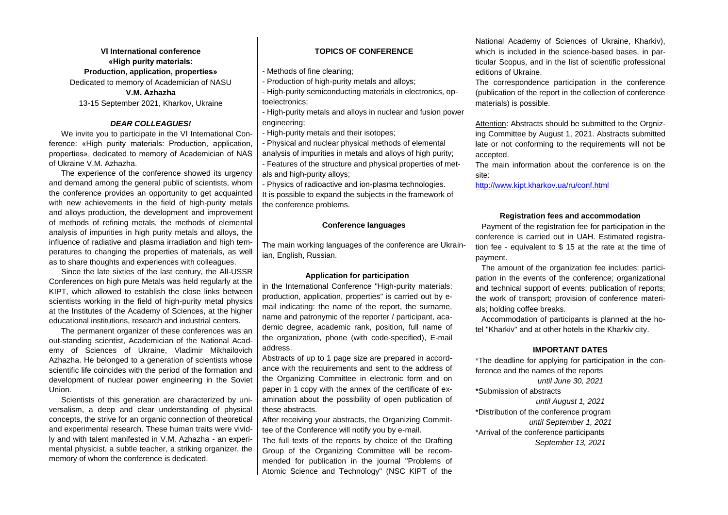**VI International conference**
**«High purity materials:**
**Production, application, properties»**
Dedicated to memory of Academician of NASU
**V.M. Azhazha**
13-15 September 2021, Kharkov, Ukraine

***DEAR COLLEAGUES!***

We invite you to participate in the VI International Conference: «High purity materials: Production, application, properties», dedicated to memory of Academician of NAS of Ukraine V.M. Azhazha.

The experience of the conference showed its urgency and demand among the general public of scientists, whom the conference provides an opportunity to get acquainted with new achievements in the field of high-purity metals and alloys production, the development and improvement of methods of refining metals, the methods of elemental analysis of impurities in high purity metals and alloys, the influence of radiative and plasma irradiation and high temperatures to changing the properties of materials, as well as to share thoughts and experiences with colleagues.

Since the late sixties of the last century, the All-USSR Conferences on high pure Metals was held regularly at the KIPT, which allowed to establish the close links between scientists working in the field of high-purity metal physics at the Institutes of the Academy of Sciences, at the higher educational institutions, research and industrial centers.

The permanent organizer of these conferences was an out-standing scientist, Academician of the National Academy of Sciences of Ukraine, Vladimir Mikhailovich Azhazha. He belonged to a generation of scientists whose scientific life coincides with the period of the formation and development of nuclear power engineering in the Soviet Union.

Scientists of this generation are characterized by universalism, a deep and clear understanding of physical concepts, the strive for an organic connection of theoretical and experimental research. These human traits were vividly and with talent manifested in V.M. Azhazha - an experimental physicist, a subtle teacher, a striking organizer, the memory of whom the conference is dedicated.

**TOPICS OF CONFERENCE**

- Methods of fine cleaning;
- Production of high-purity metals and alloys;
- High-purity semiconducting materials in electronics, optoelectronics;
- High-purity metals and alloys in nuclear and fusion power engineering;
- High-purity metals and their isotopes;
- Physical and nuclear physical methods of elemental analysis of impurities in metals and alloys of high purity;
- Features of the structure and physical properties of metals and high-purity alloys;
- Physics of radioactive and ion-plasma technologies.

It is possible to expand the subjects in the framework of the conference problems.

**Conference languages**

The main working languages of the conference are Ukrainian, English, Russian.

**Application for participation**

in the International Conference "High-purity materials: production, application, properties" is carried out by e-mail indicating: the name of the report, the surname, name and patronymic of the reporter / participant, academic degree, academic rank, position, full name of the organization, phone (with code-specified), E-mail address.

Abstracts of up to 1 page size are prepared in accordance with the requirements and sent to the address of the Organizing Committee in electronic form and on paper in 1 copy with the annex of the certificate of examination about the possibility of open publication of these abstracts.

After receiving your abstracts, the Organizing Committee of the Conference will notify you by e-mail.

The full texts of the reports by choice of the Drafting Group of the Organizing Committee will be recommended for publication in the journal "Problems of Atomic Science and Technology" (NSC KIPT of the National Academy of Sciences of Ukraine, Kharkiv), which is included in the science-based bases, in particular Scopus, and in the list of scientific professional editions of Ukraine.

The correspondence participation in the conference (publication of the report in the collection of conference materials) is possible.

Attention: Abstracts should be submitted to the Orgnizing Committee by August 1, 2021. Abstracts submitted late or not conforming to the requirements will not be accepted.

The main information about the conference is on the site:

http://www.kipt.kharkov.ua/ru/conf.html

**Registration fees and accommodation**

Payment of the registration fee for participation in the conference is carried out in UAH. Estimated registration fee - equivalent to $ 15 at the rate at the time of payment.

The amount of the organization fee includes: participation in the events of the conference; organizational and technical support of events; publication of reports; the work of transport; provision of conference materials; holding coffee breaks.

Accommodation of participants is planned at the hotel "Kharkiv" and at other hotels in the Kharkiv city.

**IMPORTANT DATES**

*The deadline for applying for participation in the conference and the names of the reports
*until June 30, 2021*

*Submission of abstracts
*until August 1, 2021*

*Distribution of the conference program
*until September 1, 2021*

*Arrival of the conference participants
*September 13, 2021*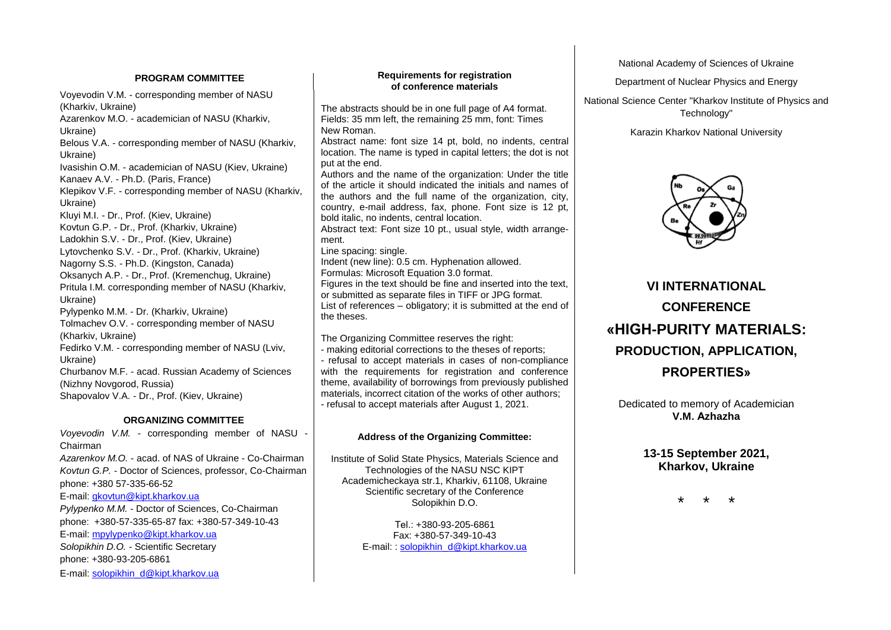### PROGRAM COMMITTEE

Voyevodin V.M. - corresponding member of NASU (Kharkiv, Ukraine)
Azarenkov M.O. - academician of NASU (Kharkiv, Ukraine)
Belous V.A. - corresponding member of NASU (Kharkiv, Ukraine)
Ivasishin O.M. - academician of NASU (Kiev, Ukraine)
Kanaev A.V. - Ph.D. (Paris, France)
Klepikov V.F. - corresponding member of NASU (Kharkiv, Ukraine)
Kluyi M.I. - Dr., Prof. (Kiev, Ukraine)
Kovtun G.P. - Dr., Prof. (Kharkiv, Ukraine)
Ladokhin S.V. - Dr., Prof. (Kiev, Ukraine)
Lytovchenko S.V. - Dr., Prof. (Kharkiv, Ukraine)
Nagorny S.S. - Ph.D. (Kingston, Canada)
Oksanych A.P. - Dr., Prof. (Kremenchug, Ukraine)
Pritula I.M. corresponding member of NASU (Kharkiv, Ukraine)
Pylypenko M.M. - Dr. (Kharkiv, Ukraine)
Tolmachev O.V. - corresponding member of NASU (Kharkiv, Ukraine)
Fedirko V.M. - corresponding member of NASU (Lviv, Ukraine)
Churbanov M.F. - acad. Russian Academy of Sciences (Nizhny Novgorod, Russia)
Shapovalov V.A. - Dr., Prof. (Kiev, Ukraine)

### ORGANIZING COMMITTEE

*Voyevodin V.M.* - corresponding member of NASU - Chairman
*Azarenkov M.O.* - acad. of NAS of Ukraine - Co-Chairman
*Kovtun G.P.* - Doctor of Sciences, professor, Co-Chairman
phone: +380 57-335-66-52
E-mail: gkovtun@kipt.kharkov.ua
*Pylypenko M.M.* - Doctor of Sciences, Co-Chairman
phone: +380-57-335-65-87 fax: +380-57-349-10-43
E-mail: mpylypenko@kipt.kharkov.ua
*Solopikhin D.O.* - Scientific Secretary
phone: +380-93-205-6861
E-mail: solopikhin_d@kipt.kharkov.ua

### Requirements for registration of conference materials

The abstracts should be in one full page of A4 format. Fields: 35 mm left, the remaining 25 mm, font: Times New Roman.
Abstract name: font size 14 pt, bold, no indents, central location. The name is typed in capital letters; the dot is not put at the end.
Authors and the name of the organization: Under the title of the article it should indicated the initials and names of the authors and the full name of the organization, city, country, e-mail address, fax, phone. Font size is 12 pt, bold italic, no indents, central location.
Abstract text: Font size 10 pt., usual style, width arrangement.
Line spacing: single.
Indent (new line): 0.5 cm. Hyphenation allowed.
Formulas: Microsoft Equation 3.0 format.
Figures in the text should be fine and inserted into the text, or submitted as separate files in TIFF or JPG format.
List of references – obligatory; it is submitted at the end of the theses.

The Organizing Committee reserves the right:
- making editorial corrections to the theses of reports;
- refusal to accept materials in cases of non-compliance with the requirements for registration and conference theme, availability of borrowings from previously published materials, incorrect citation of the works of other authors;
- refusal to accept materials after August 1, 2021.

### Address of the Organizing Committee:

Institute of Solid State Physics, Materials Science and Technologies of the NASU NSC KIPT
Academicheckaya str.1, Kharkiv, 61108, Ukraine
Scientific secretary of the Conference
Solopikhin D.O.

Tel.: +380-93-205-6861
Fax: +380-57-349-10-43
E-mail: : solopikhin_d@kipt.kharkov.ua

National Academy of Sciences of Ukraine

Department of Nuclear Physics and Energy

National Science Center "Kharkov Institute of Physics and Technology"

Karazin Kharkov National University

# VI INTERNATIONAL CONFERENCE «HIGH-PURITY MATERIALS: PRODUCTION, APPLICATION, PROPERTIES»

Dedicated to memory of Academician
**V.M. Azhazha**

**13-15 September 2021, Kharkov, Ukraine**

\* \* \*